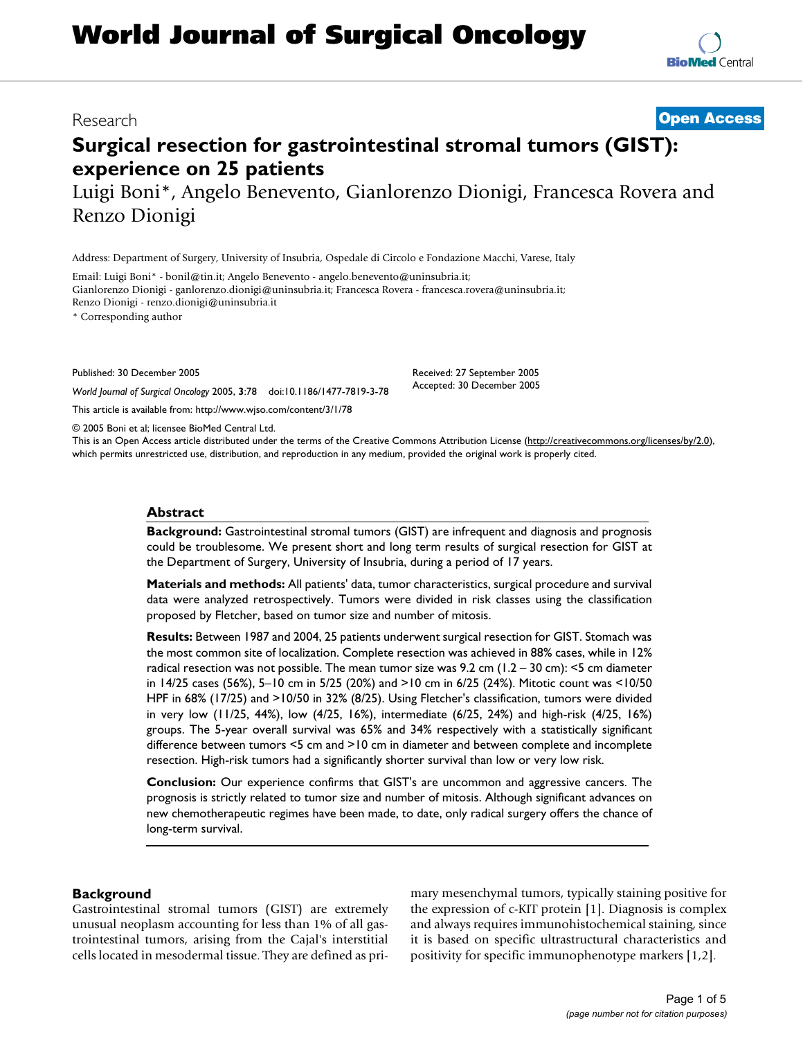# Surgical resection for gastrointestinal stromal tumors (GIST): experience on 25 patients

Luigi Boni*, Angelo Benevento, Gianlorenzo Dionigi, Francesca Rovera and Renzo Dionigi

Address: Department of Surgery, University of Insubria, Ospedale di Circolo e Fondazione Macchi, Varese, Italy

Email: Luigi Boni* - bonil@tin.it; Angelo Benevento - angelo.benevento@uninsubria.it; Gianlorenzo Dionigi - ganlorenzo.dionigi@uninsubria.it; Francesca Rovera - francesca.rovera@uninsubria.it; Renzo Dionigi - renzo.dionigi@uninsubria.it

\* Corresponding author

Published: 30 December 2005

*World Journal of Surgical Oncology* 2005, **3**:78 doi:10.1186/1477-7819-3-78

This article is available from: http://www.wjso.com/content/3/1/78

Received: 27 September 2005
Accepted: 30 December 2005

© 2005 Boni et al; licensee BioMed Central Ltd.

This is an Open Access article distributed under the terms of the Creative Commons Attribution License (http://creativecommons.org/licenses/by/2.0), which permits unrestricted use, distribution, and reproduction in any medium, provided the original work is properly cited.

## Abstract

**Background:** Gastrointestinal stromal tumors (GIST) are infrequent and diagnosis and prognosis could be troublesome. We present short and long term results of surgical resection for GIST at the Department of Surgery, University of Insubria, during a period of 17 years.

**Materials and methods:** All patients' data, tumor characteristics, surgical procedure and survival data were analyzed retrospectively. Tumors were divided in risk classes using the classification proposed by Fletcher, based on tumor size and number of mitosis.

**Results:** Between 1987 and 2004, 25 patients underwent surgical resection for GIST. Stomach was the most common site of localization. Complete resection was achieved in 88% cases, while in 12% radical resection was not possible. The mean tumor size was 9.2 cm (1.2 – 30 cm): <5 cm diameter in 14/25 cases (56%), 5–10 cm in 5/25 (20%) and >10 cm in 6/25 (24%). Mitotic count was <10/50 HPF in 68% (17/25) and >10/50 in 32% (8/25). Using Fletcher's classification, tumors were divided in very low (11/25, 44%), low (4/25, 16%), intermediate (6/25, 24%) and high-risk (4/25, 16%) groups. The 5-year overall survival was 65% and 34% respectively with a statistically significant difference between tumors <5 cm and >10 cm in diameter and between complete and incomplete resection. High-risk tumors had a significantly shorter survival than low or very low risk.

**Conclusion:** Our experience confirms that GIST's are uncommon and aggressive cancers. The prognosis is strictly related to tumor size and number of mitosis. Although significant advances on new chemotherapeutic regimes have been made, to date, only radical surgery offers the chance of long-term survival.

## Background

Gastrointestinal stromal tumors (GIST) are extremely unusual neoplasm accounting for less than 1% of all gastrointestinal tumors, arising from the Cajal's interstitial cells located in mesodermal tissue. They are defined as primary mesenchymal tumors, typically staining positive for the expression of c-KIT protein [1]. Diagnosis is complex and always requires immunohistochemical staining, since it is based on specific ultrastructural characteristics and positivity for specific immunophenotype markers [1,2].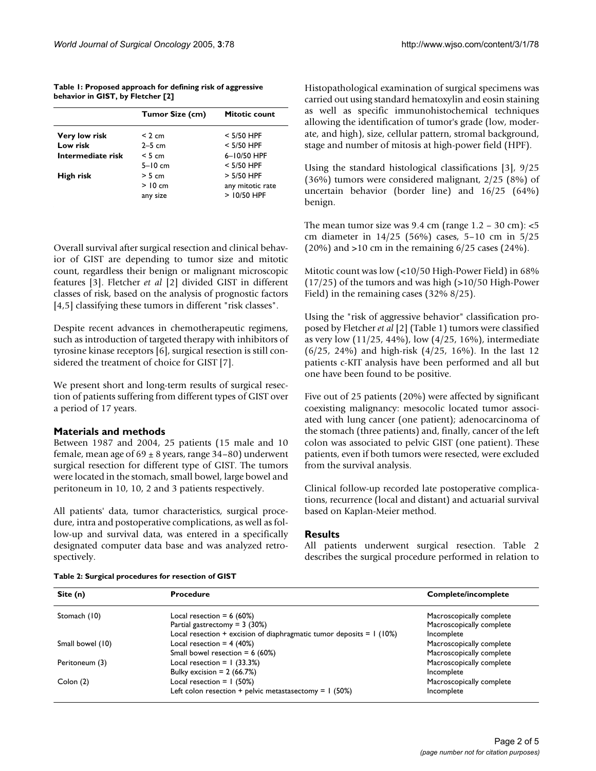**Table 1: Proposed approach for defining risk of aggressive behavior in GIST, by Fletcher [2]**

| | Tumor Size (cm) | Mitotic count |
|---|---|---|
| **Very low risk** | < 2 cm | < 5/50 HPF |
| **Low risk** | 2–5 cm | < 5/50 HPF |
| **Intermediate risk** | < 5 cm | 6–10/50 HPF |
| | 5–10 cm | < 5/50 HPF |
| **High risk** | > 5 cm | > 5/50 HPF |
| | > 10 cm | any mitotic rate |
| | any size | > 10/50 HPF |

Overall survival after surgical resection and clinical behavior of GIST are depending to tumor size and mitotic count, regardless their benign or malignant microscopic features [3]. Fletcher *et al* [2] divided GIST in different classes of risk, based on the analysis of prognostic factors [4,5] classifying these tumors in different "risk classes".

Despite recent advances in chemotherapeutic regimens, such as introduction of targeted therapy with inhibitors of tyrosine kinase receptors [6], surgical resection is still considered the treatment of choice for GIST [7].

We present short and long-term results of surgical resection of patients suffering from different types of GIST over a period of 17 years.

## Materials and methods

Between 1987 and 2004, 25 patients (15 male and 10 female, mean age of 69 ± 8 years, range 34–80) underwent surgical resection for different type of GIST. The tumors were located in the stomach, small bowel, large bowel and peritoneum in 10, 10, 2 and 3 patients respectively.

All patients' data, tumor characteristics, surgical procedure, intra and postoperative complications, as well as follow-up and survival data, was entered in a specifically designated computer data base and was analyzed retrospectively.

Histopathological examination of surgical specimens was carried out using standard hematoxylin and eosin staining as well as specific immunohistochemical techniques allowing the identification of tumor's grade (low, moderate, and high), size, cellular pattern, stromal background, stage and number of mitosis at high-power field (HPF).

Using the standard histological classifications [3], 9/25 (36%) tumors were considered malignant, 2/25 (8%) of uncertain behavior (border line) and 16/25 (64%) benign.

The mean tumor size was 9.4 cm (range 1.2 – 30 cm): <5 cm diameter in 14/25 (56%) cases, 5–10 cm in 5/25 (20%) and >10 cm in the remaining 6/25 cases (24%).

Mitotic count was low (<10/50 High-Power Field) in 68% (17/25) of the tumors and was high (>10/50 High-Power Field) in the remaining cases (32% 8/25).

Using the "risk of aggressive behavior" classification proposed by Fletcher *et al* [2] (Table 1) tumors were classified as very low (11/25, 44%), low (4/25, 16%), intermediate (6/25, 24%) and high-risk (4/25, 16%). In the last 12 patients c-KIT analysis have been performed and all but one have been found to be positive.

Five out of 25 patients (20%) were affected by significant coexisting malignancy: mesocolic located tumor associated with lung cancer (one patient); adenocarcinoma of the stomach (three patients) and, finally, cancer of the left colon was associated to pelvic GIST (one patient). These patients, even if both tumors were resected, were excluded from the survival analysis.

Clinical follow-up recorded late postoperative complications, recurrence (local and distant) and actuarial survival based on Kaplan-Meier method.

## Results

All patients underwent surgical resection. Table 2 describes the surgical procedure performed in relation to

**Table 2: Surgical procedures for resection of GIST**

| Site (n) | Procedure | Complete/incomplete |
|---|---|---|
| Stomach (10) | Local resection = 6 (60%) | Macroscopically complete |
| | Partial gastrectomy = 3 (30%) | Macroscopically complete |
| | Local resection + excision of diaphragmatic tumor deposits = 1 (10%) | Incomplete |
| Small bowel (10) | Local resection = 4 (40%) | Macroscopically complete |
| | Small bowel resection = 6 (60%) | Macroscopically complete |
| Peritoneum (3) | Local resection = 1 (33.3%) | Macroscopically complete |
| | Bulky excision = 2 (66.7%) | Incomplete |
| Colon (2) | Local resection = 1 (50%) | Macroscopically complete |
| | Left colon resection + pelvic metastasectomy = 1 (50%) | Incomplete |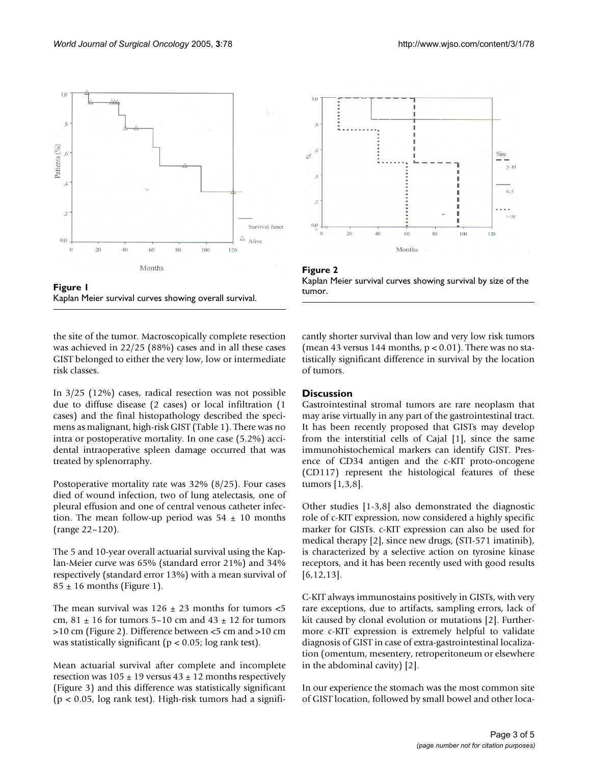**Figure 1**
Kaplan Meier survival curves showing overall survival.

**Figure 2**
Kaplan Meier survival curves showing survival by size of the tumor.

the site of the tumor. Macroscopically complete resection was achieved in 22/25 (88%) cases and in all these cases GIST belonged to either the very low, low or intermediate risk classes.

In 3/25 (12%) cases, radical resection was not possible due to diffuse disease (2 cases) or local infiltration (1 cases) and the final histopathology described the specimens as malignant, high-risk GIST (Table 1). There was no intra or postoperative mortality. In one case (5.2%) accidental intraoperative spleen damage occurred that was treated by splenorraphy.

Postoperative mortality rate was 32% (8/25). Four cases died of wound infection, two of lung atelectasis, one of pleural effusion and one of central venous catheter infection. The mean follow-up period was 54 ± 10 months (range 22–120).

The 5 and 10-year overall actuarial survival using the Kaplan-Meier curve was 65% (standard error 21%) and 34% respectively (standard error 13%) with a mean survival of 85 ± 16 months (Figure 1).

The mean survival was 126 ± 23 months for tumors <5 cm, 81 ± 16 for tumors 5–10 cm and 43 ± 12 for tumors >10 cm (Figure 2). Difference between <5 cm and >10 cm was statistically significant ($p < 0.05$; log rank test).

Mean actuarial survival after complete and incomplete resection was 105 ± 19 versus 43 ± 12 months respectively (Figure 3) and this difference was statistically significant ($p < 0.05$, log rank test). High-risk tumors had a significantly shorter survival than low and very low risk tumors (mean 43 versus 144 months, $p < 0.01$). There was no statistically significant difference in survival by the location of tumors.

## Discussion

Gastrointestinal stromal tumors are rare neoplasm that may arise virtually in any part of the gastrointestinal tract. It has been recently proposed that GISTs may develop from the interstitial cells of Cajal [1], since the same immunohistochemical markers can identify GIST. Presence of CD34 antigen and the c-KIT proto-oncogene (CD117) represent the histological features of these tumors [1,3,8].

Other studies [1-3,8] also demonstrated the diagnostic role of c-KIT expression, now considered a highly specific marker for GISTs. c-KIT expression can also be used for medical therapy [2], since new drugs, (STI-571 imatinib), is characterized by a selective action on tyrosine kinase receptors, and it has been recently used with good results [6,12,13].

C-KIT always immunostains positively in GISTs, with very rare exceptions, due to artifacts, sampling errors, lack of kit caused by clonal evolution or mutations [2]. Furthermore c-KIT expression is extremely helpful to validate diagnosis of GIST in case of extra-gastrointestinal localization (omentum, mesentery, retroperitoneum or elsewhere in the abdominal cavity) [2].

In our experience the stomach was the most common site of GIST location, followed by small bowel and other loca-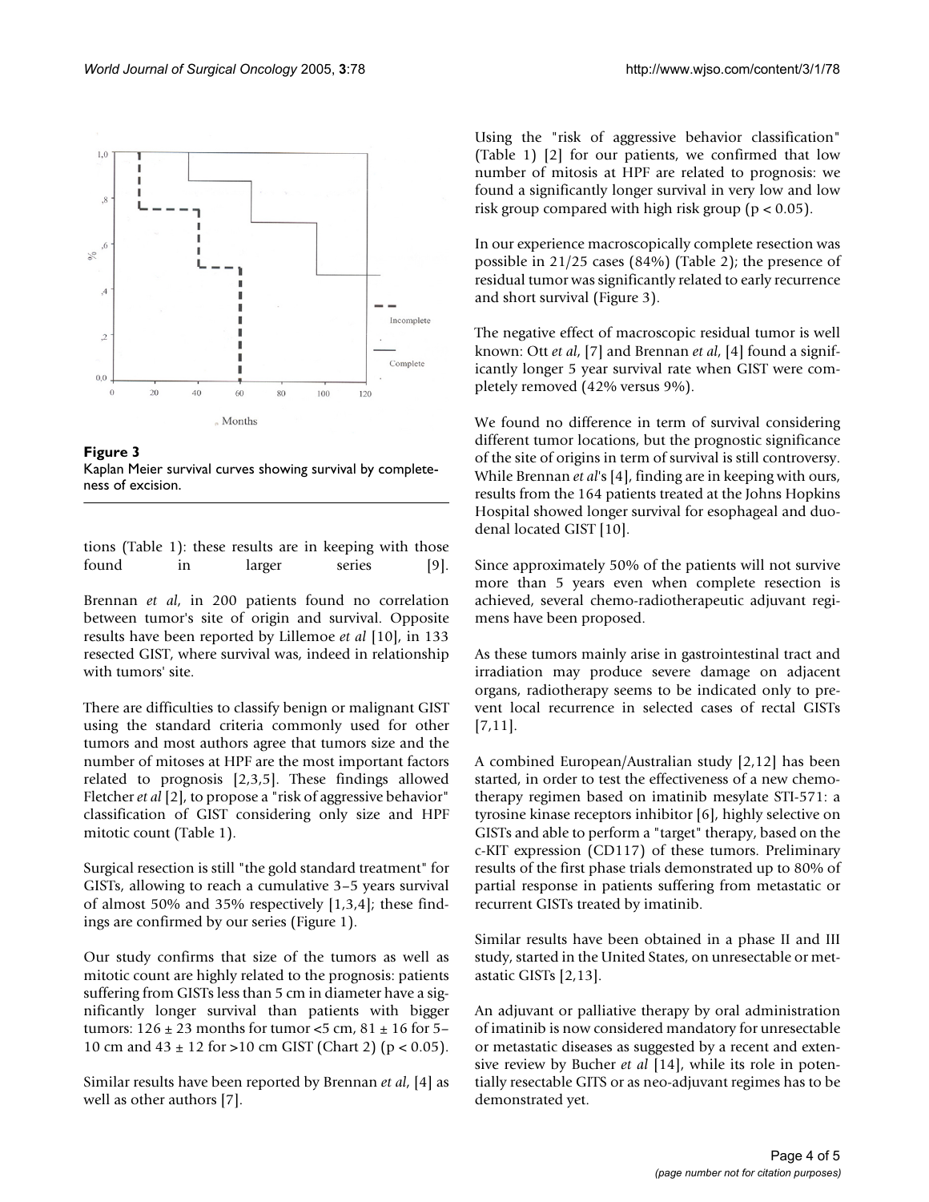**Figure 3**
Kaplan Meier survival curves showing survival by completeness of excision.

tions (Table 1): these results are in keeping with those found in larger series [9].

Brennan *et al*, in 200 patients found no correlation between tumor's site of origin and survival. Opposite results have been reported by Lillemoe *et al* [10], in 133 resected GIST, where survival was, indeed in relationship with tumors' site.

There are difficulties to classify benign or malignant GIST using the standard criteria commonly used for other tumors and most authors agree that tumors size and the number of mitoses at HPF are the most important factors related to prognosis [2,3,5]. These findings allowed Fletcher *et al* [2], to propose a "risk of aggressive behavior" classification of GIST considering only size and HPF mitotic count (Table 1).

Surgical resection is still "the gold standard treatment" for GISTs, allowing to reach a cumulative 3–5 years survival of almost 50% and 35% respectively [1,3,4]; these findings are confirmed by our series (Figure 1).

Our study confirms that size of the tumors as well as mitotic count are highly related to the prognosis: patients suffering from GISTs less than 5 cm in diameter have a significantly longer survival than patients with bigger tumors: $126 \pm 23$ months for tumor <5 cm, $81 \pm 16$ for 5–10 cm and $43 \pm 12$ for >10 cm GIST (Chart 2) ($p < 0.05$).

Similar results have been reported by Brennan *et al*, [4] as well as other authors [7].

Using the "risk of aggressive behavior classification" (Table 1) [2] for our patients, we confirmed that low number of mitosis at HPF are related to prognosis: we found a significantly longer survival in very low and low risk group compared with high risk group ($p < 0.05$).

In our experience macroscopically complete resection was possible in 21/25 cases (84%) (Table 2); the presence of residual tumor was significantly related to early recurrence and short survival (Figure 3).

The negative effect of macroscopic residual tumor is well known: Ott *et al*, [7] and Brennan *et al*, [4] found a significantly longer 5 year survival rate when GIST were completely removed (42% versus 9%).

We found no difference in term of survival considering different tumor locations, but the prognostic significance of the site of origins in term of survival is still controversy. While Brennan *et al*'s [4], finding are in keeping with ours, results from the 164 patients treated at the Johns Hopkins Hospital showed longer survival for esophageal and duodenal located GIST [10].

Since approximately 50% of the patients will not survive more than 5 years even when complete resection is achieved, several chemo-radiotherapeutic adjuvant regimens have been proposed.

As these tumors mainly arise in gastrointestinal tract and irradiation may produce severe damage on adjacent organs, radiotherapy seems to be indicated only to prevent local recurrence in selected cases of rectal GISTs [7,11].

A combined European/Australian study [2,12] has been started, in order to test the effectiveness of a new chemotherapy regimen based on imatinib mesylate STI-571: a tyrosine kinase receptors inhibitor [6], highly selective on GISTs and able to perform a "target" therapy, based on the c-KIT expression (CD117) of these tumors. Preliminary results of the first phase trials demonstrated up to 80% of partial response in patients suffering from metastatic or recurrent GISTs treated by imatinib.

Similar results have been obtained in a phase II and III study, started in the United States, on unresectable or metastatic GISTs [2,13].

An adjuvant or palliative therapy by oral administration of imatinib is now considered mandatory for unresectable or metastatic diseases as suggested by a recent and extensive review by Bucher *et al* [14], while its role in potentially resectable GITS or as neo-adjuvant regimes has to be demonstrated yet.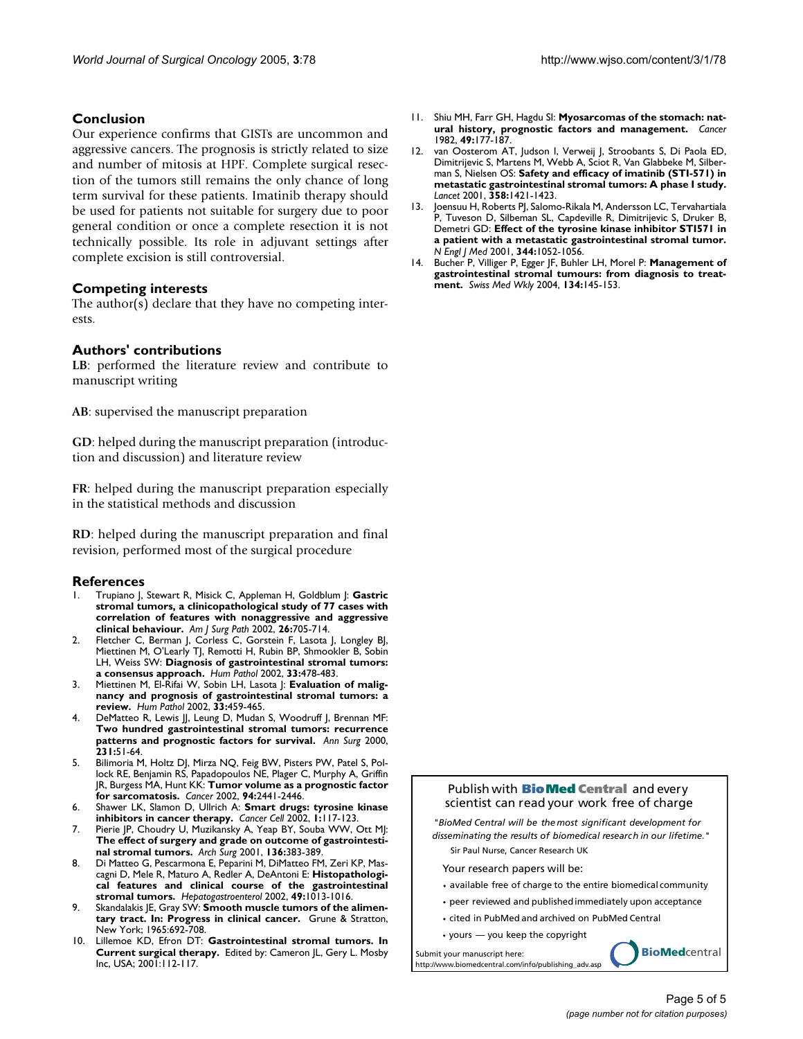## Conclusion

Our experience confirms that GISTs are uncommon and aggressive cancers. The prognosis is strictly related to size and number of mitosis at HPF. Complete surgical resection of the tumors still remains the only chance of long term survival for these patients. Imatinib therapy should be used for patients not suitable for surgery due to poor general condition or once a complete resection it is not technically possible. Its role in adjuvant settings after complete excision is still controversial.

## Competing interests

The author(s) declare that they have no competing interests.

## Authors' contributions

**LB**: performed the literature review and contribute to manuscript writing

**AB**: supervised the manuscript preparation

**GD**: helped during the manuscript preparation (introduction and discussion) and literature review

**FR**: helped during the manuscript preparation especially in the statistical methods and discussion

**RD**: helped during the manuscript preparation and final revision, performed most of the surgical procedure

## References

1. Trupiano J, Stewart R, Misick C, Appleman H, Goldblum J: **Gastric stromal tumors, a clinicopathological study of 77 cases with correlation of features with nonaggressive and aggressive clinical behaviour.** *Am J Surg Path* 2002, **26:**705-714.
2. Fletcher C, Berman J, Corless C, Gorstein F, Lasota J, Longley BJ, Miettinen M, O'Learly TJ, Remotti H, Rubin BP, Shmookler B, Sobin LH, Weiss SW: **Diagnosis of gastrointestinal stromal tumors: a consensus approach.** *Hum Pathol* 2002, **33:**478-483.
3. Miettinen M, El-Rifai W, Sobin LH, Lasota J: **Evaluation of malignancy and prognosis of gastrointestinal stromal tumors: a review.** *Hum Pathol* 2002, **33:**459-465.
4. DeMatteo R, Lewis JJ, Leung D, Mudan S, Woodruff J, Brennan MF: **Two hundred gastrointestinal stromal tumors: recurrence patterns and prognostic factors for survival.** *Ann Surg* 2000, **231:**51-64.
5. Bilimoria M, Holtz DJ, Mirza NQ, Feig BW, Pisters PW, Patel S, Pollock RE, Benjamin RS, Papadopoulos NE, Plager C, Murphy A, Griffin JR, Burgess MA, Hunt KK: **Tumor volume as a prognostic factor for sarcomatosis.** *Cancer* 2002, **94:**2441-2446.
6. Shawer LK, Slamon D, Ullrich A: **Smart drugs: tyrosine kinase inhibitors in cancer therapy.** *Cancer Cell* 2002, **1:**117-123.
7. Pierie JP, Choudry U, Muzikansky A, Yeap BY, Souba WW, Ott MJ: **The effect of surgery and grade on outcome of gastrointestinal stromal tumors.** *Arch Surg* 2001, **136:**383-389.
8. Di Matteo G, Pescarmona E, Peparini M, DiMatteo FM, Zeri KP, Mascagni D, Mele R, Maturo A, Redler A, DeAntoni E: **Histopathological features and clinical course of the gastrointestinal stromal tumors.** *Hepatogastroenterol* 2002, **49:**1013-1016.
9. Skandalakis JE, Gray SW: **Smooth muscle tumors of the alimentary tract. In: Progress in clinical cancer.** Grune & Stratton, New York; 1965:692-708.
10. Lillemoe KD, Efron DT: **Gastrointestinal stromal tumors. In Current surgical therapy.** Edited by: Cameron JL, Gery L. Mosby Inc, USA; 2001:112-117.
11. Shiu MH, Farr GH, Hagdu SI: **Myosarcomas of the stomach: natural history, prognostic factors and management.** *Cancer* 1982, **49:**177-187.
12. van Oosterom AT, Judson I, Verweij J, Stroobants S, Di Paola ED, Dimitrijevic S, Martens M, Webb A, Sciot R, Van Glabbeke M, Silberman S, Nielsen OS: **Safety and efficacy of imatinib (STI-571) in metastatic gastrointestinal stromal tumors: A phase I study.** *Lancet* 2001, **358:**1421-1423.
13. Joensuu H, Roberts PJ, Salomo-Rikala M, Andersson LC, Tervahartiala P, Tuveson D, Silbeman SL, Capdeville R, Dimitrijevic S, Druker B, Demetri GD: **Effect of the tyrosine kinase inhibitor STI571 in a patient with a metastatic gastrointestinal stromal tumor.** *N Engl J Med* 2001, **344:**1052-1056.
14. Bucher P, Villiger P, Egger JF, Buhler LH, Morel P: **Management of gastrointestinal stromal tumours: from diagnosis to treatment.** *Swiss Med Wkly* 2004, **134:**145-153.

Publish with **BioMed Central** and every scientist can read your work free of charge

*"BioMed Central will be the most significant development for disseminating the results of biomedical research in our lifetime."*

Sir Paul Nurse, Cancer Research UK

Your research papers will be:

- available free of charge to the entire biomedical community
- peer reviewed and published immediately upon acceptance
- cited in PubMed and archived on PubMed Central
- yours — you keep the copyright

Submit your manuscript here:
http://www.biomedcentral.com/info/publishing_adv.asp

BioMedcentral